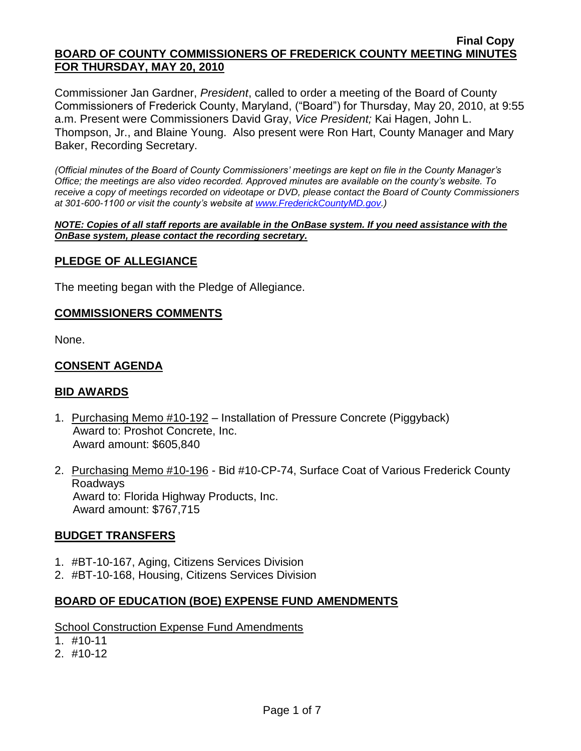**Final Copy**

# BOARD OF COUNTY COMMISSIONERS OF FREDERICK COUNTY MEETING MINUTES FOR THURSDAY, MAY 20, 2010

Commissioner Jan Gardner, *President*, called to order a meeting of the Board of County Commissioners of Frederick County, Maryland, ("Board") for Thursday, May 20, 2010, at 9:55 a.m. Present were Commissioners David Gray, *Vice President;* Kai Hagen, John L. Thompson, Jr., and Blaine Young. Also present were Ron Hart, County Manager and Mary Baker, Recording Secretary.

*(Official minutes of the Board of County Commissioners' meetings are kept on file in the County Manager's Office; the meetings are also video recorded. Approved minutes are available on the county's website. To receive a copy of meetings recorded on videotape or DVD, please contact the Board of County Commissioners at 301-600-1100 or visit the county's website at [www.FrederickCountyMD.gov](http://www.FrederickCountyMD.gov).)*

***NOTE: Copies of all staff reports are available in the OnBase system. If you need assistance with the OnBase system, please contact the recording secretary.***

## PLEDGE OF ALLEGIANCE

The meeting began with the Pledge of Allegiance.

## COMMISSIONERS COMMENTS

None.

## CONSENT AGENDA

## BID AWARDS

1. Purchasing Memo #10-192 – Installation of Pressure Concrete (Piggyback)
   Award to: Proshot Concrete, Inc.
   Award amount: $605,840

2. Purchasing Memo #10-196 - Bid #10-CP-74, Surface Coat of Various Frederick County Roadways
   Award to: Florida Highway Products, Inc.
   Award amount: $767,715

## BUDGET TRANSFERS

1. #BT-10-167, Aging, Citizens Services Division
2. #BT-10-168, Housing, Citizens Services Division

## BOARD OF EDUCATION (BOE) EXPENSE FUND AMENDMENTS

School Construction Expense Fund Amendments

1. #10-11
2. #10-12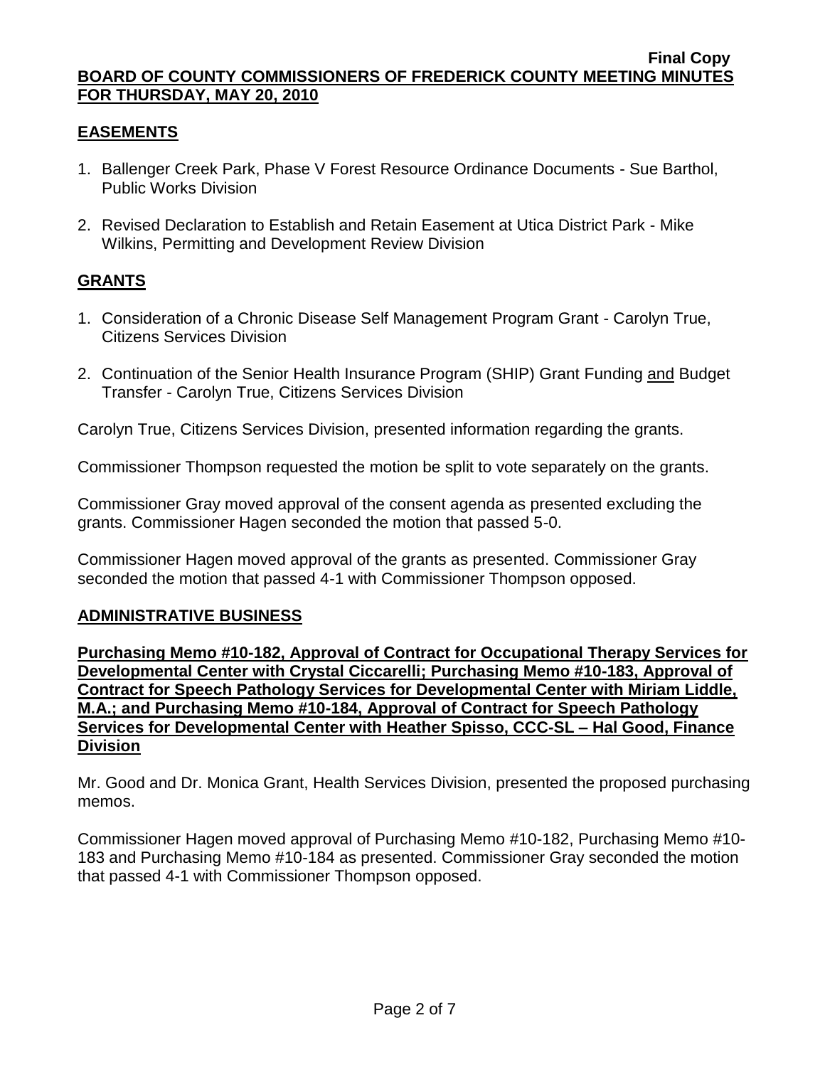## EASEMENTS

1. Ballenger Creek Park, Phase V Forest Resource Ordinance Documents - Sue Barthol, Public Works Division

2. Revised Declaration to Establish and Retain Easement at Utica District Park - Mike Wilkins, Permitting and Development Review Division

## GRANTS

1. Consideration of a Chronic Disease Self Management Program Grant - Carolyn True, Citizens Services Division

2. Continuation of the Senior Health Insurance Program (SHIP) Grant Funding and Budget Transfer - Carolyn True, Citizens Services Division

Carolyn True, Citizens Services Division, presented information regarding the grants.

Commissioner Thompson requested the motion be split to vote separately on the grants.

Commissioner Gray moved approval of the consent agenda as presented excluding the grants. Commissioner Hagen seconded the motion that passed 5-0.

Commissioner Hagen moved approval of the grants as presented. Commissioner Gray seconded the motion that passed 4-1 with Commissioner Thompson opposed.

## ADMINISTRATIVE BUSINESS

**Purchasing Memo #10-182, Approval of Contract for Occupational Therapy Services for Developmental Center with Crystal Ciccarelli; Purchasing Memo #10-183, Approval of Contract for Speech Pathology Services for Developmental Center with Miriam Liddle, M.A.; and Purchasing Memo #10-184, Approval of Contract for Speech Pathology Services for Developmental Center with Heather Spisso, CCC-SL – Hal Good, Finance Division**

Mr. Good and Dr. Monica Grant, Health Services Division, presented the proposed purchasing memos.

Commissioner Hagen moved approval of Purchasing Memo #10-182, Purchasing Memo #10-183 and Purchasing Memo #10-184 as presented. Commissioner Gray seconded the motion that passed 4-1 with Commissioner Thompson opposed.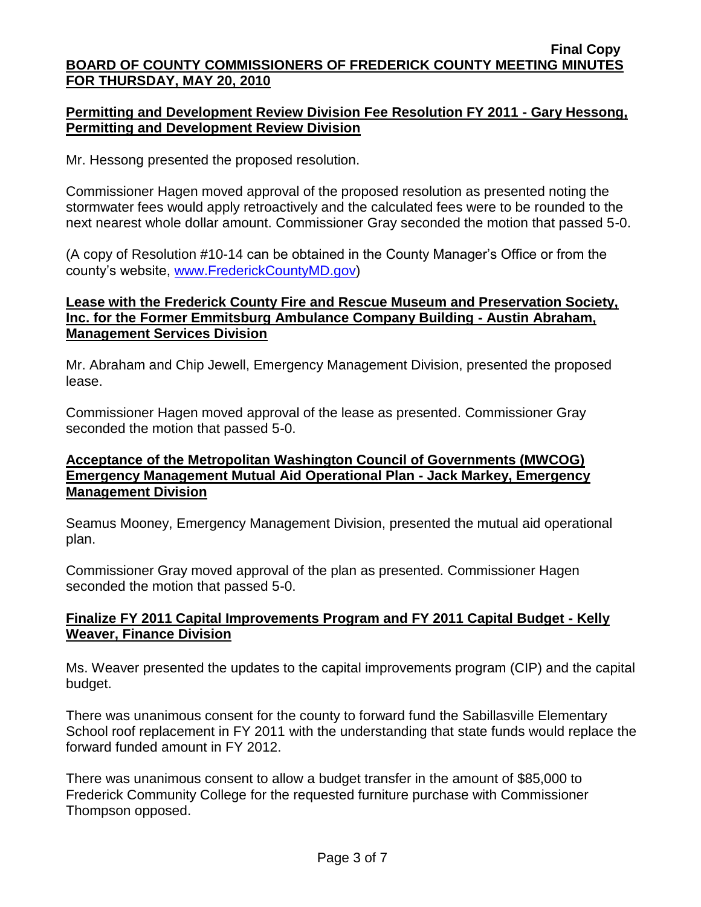## Permitting and Development Review Division Fee Resolution FY 2011 - Gary Hessong, Permitting and Development Review Division

Mr. Hessong presented the proposed resolution.

Commissioner Hagen moved approval of the proposed resolution as presented noting the stormwater fees would apply retroactively and the calculated fees were to be rounded to the next nearest whole dollar amount. Commissioner Gray seconded the motion that passed 5-0.

(A copy of Resolution #10-14 can be obtained in the County Manager's Office or from the county's website, www.FrederickCountyMD.gov)

## Lease with the Frederick County Fire and Rescue Museum and Preservation Society, Inc. for the Former Emmitsburg Ambulance Company Building - Austin Abraham, Management Services Division

Mr. Abraham and Chip Jewell, Emergency Management Division, presented the proposed lease.

Commissioner Hagen moved approval of the lease as presented. Commissioner Gray seconded the motion that passed 5-0.

## Acceptance of the Metropolitan Washington Council of Governments (MWCOG) Emergency Management Mutual Aid Operational Plan - Jack Markey, Emergency Management Division

Seamus Mooney, Emergency Management Division, presented the mutual aid operational plan.

Commissioner Gray moved approval of the plan as presented. Commissioner Hagen seconded the motion that passed 5-0.

## Finalize FY 2011 Capital Improvements Program and FY 2011 Capital Budget - Kelly Weaver, Finance Division

Ms. Weaver presented the updates to the capital improvements program (CIP) and the capital budget.

There was unanimous consent for the county to forward fund the Sabillasville Elementary School roof replacement in FY 2011 with the understanding that state funds would replace the forward funded amount in FY 2012.

There was unanimous consent to allow a budget transfer in the amount of $85,000 to Frederick Community College for the requested furniture purchase with Commissioner Thompson opposed.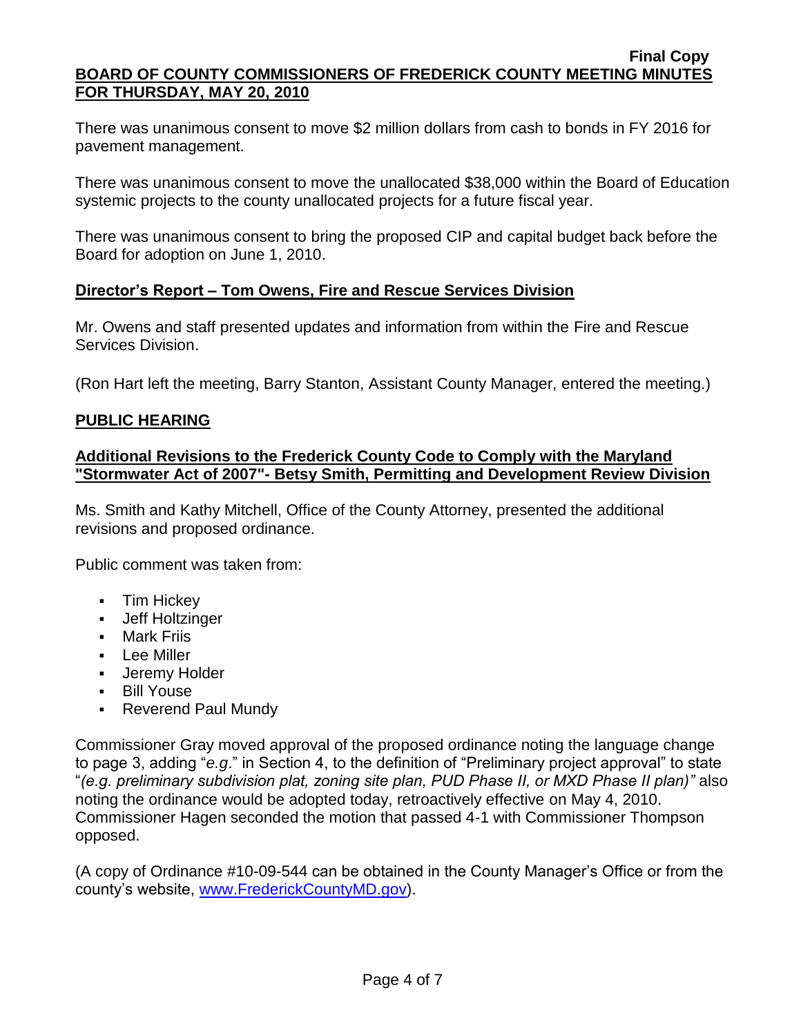There was unanimous consent to move $2 million dollars from cash to bonds in FY 2016 for pavement management.

There was unanimous consent to move the unallocated $38,000 within the Board of Education systemic projects to the county unallocated projects for a future fiscal year.

There was unanimous consent to bring the proposed CIP and capital budget back before the Board for adoption on June 1, 2010.

**Director's Report – Tom Owens, Fire and Rescue Services Division**

Mr. Owens and staff presented updates and information from within the Fire and Rescue Services Division.

(Ron Hart left the meeting, Barry Stanton, Assistant County Manager, entered the meeting.)

**PUBLIC HEARING**

**Additional Revisions to the Frederick County Code to Comply with the Maryland "Stormwater Act of 2007"- Betsy Smith, Permitting and Development Review Division**

Ms. Smith and Kathy Mitchell, Office of the County Attorney, presented the additional revisions and proposed ordinance.

Public comment was taken from:

- Tim Hickey
- Jeff Holtzinger
- Mark Friis
- Lee Miller
- Jeremy Holder
- Bill Youse
- Reverend Paul Mundy

Commissioner Gray moved approval of the proposed ordinance noting the language change to page 3, adding "*e.g*." in Section 4, to the definition of "Preliminary project approval" to state "*(e.g. preliminary subdivision plat, zoning site plan, PUD Phase II, or MXD Phase II plan)"* also noting the ordinance would be adopted today, retroactively effective on May 4, 2010. Commissioner Hagen seconded the motion that passed 4-1 with Commissioner Thompson opposed.

(A copy of Ordinance #10-09-544 can be obtained in the County Manager's Office or from the county's website, www.FrederickCountyMD.gov).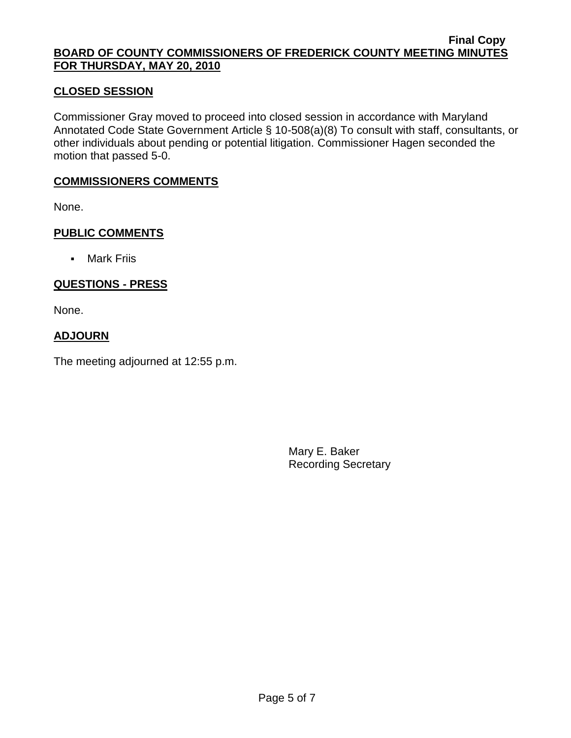**Final Copy**

**BOARD OF COUNTY COMMISSIONERS OF FREDERICK COUNTY MEETING MINUTES FOR THURSDAY, MAY 20, 2010**

## CLOSED SESSION

Commissioner Gray moved to proceed into closed session in accordance with Maryland Annotated Code State Government Article § 10-508(a)(8) To consult with staff, consultants, or other individuals about pending or potential litigation. Commissioner Hagen seconded the motion that passed 5-0.

## COMMISSIONERS COMMENTS

None.

## PUBLIC COMMENTS

- Mark Friis

## QUESTIONS - PRESS

None.

## ADJOURN

The meeting adjourned at 12:55 p.m.

Mary E. Baker
Recording Secretary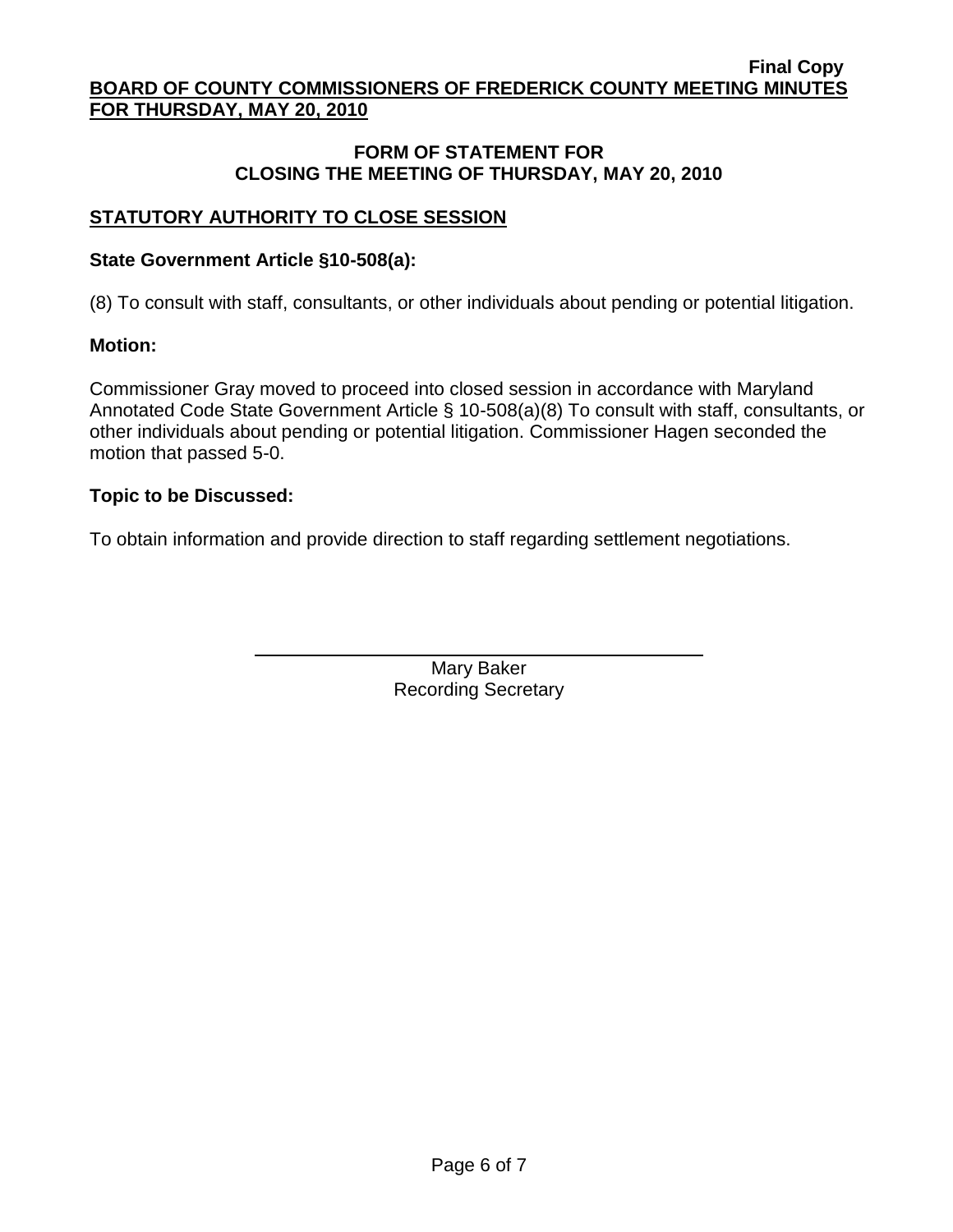## FORM OF STATEMENT FOR CLOSING THE MEETING OF THURSDAY, MAY 20, 2010

### STATUTORY AUTHORITY TO CLOSE SESSION

**State Government Article §10-508(a):**

(8) To consult with staff, consultants, or other individuals about pending or potential litigation.

**Motion:**

Commissioner Gray moved to proceed into closed session in accordance with Maryland Annotated Code State Government Article § 10-508(a)(8) To consult with staff, consultants, or other individuals about pending or potential litigation. Commissioner Hagen seconded the motion that passed 5-0.

**Topic to be Discussed:**

To obtain information and provide direction to staff regarding settlement negotiations.

Mary Baker
Recording Secretary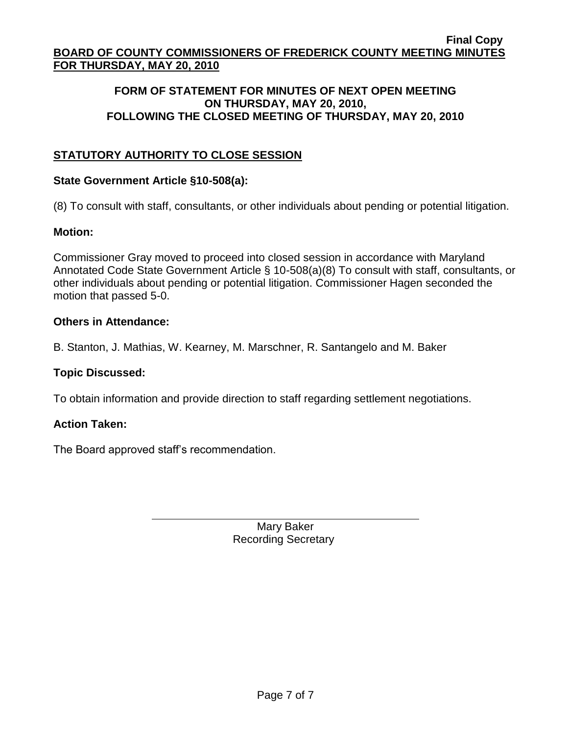**FORM OF STATEMENT FOR MINUTES OF NEXT OPEN MEETING ON THURSDAY, MAY 20, 2010, FOLLOWING THE CLOSED MEETING OF THURSDAY, MAY 20, 2010**

## STATUTORY AUTHORITY TO CLOSE SESSION

### State Government Article §10-508(a):

(8) To consult with staff, consultants, or other individuals about pending or potential litigation.

### Motion:

Commissioner Gray moved to proceed into closed session in accordance with Maryland Annotated Code State Government Article § 10-508(a)(8) To consult with staff, consultants, or other individuals about pending or potential litigation. Commissioner Hagen seconded the motion that passed 5-0.

### Others in Attendance:

B. Stanton, J. Mathias, W. Kearney, M. Marschner, R. Santangelo and M. Baker

### Topic Discussed:

To obtain information and provide direction to staff regarding settlement negotiations.

### Action Taken:

The Board approved staff's recommendation.

Mary Baker
Recording Secretary